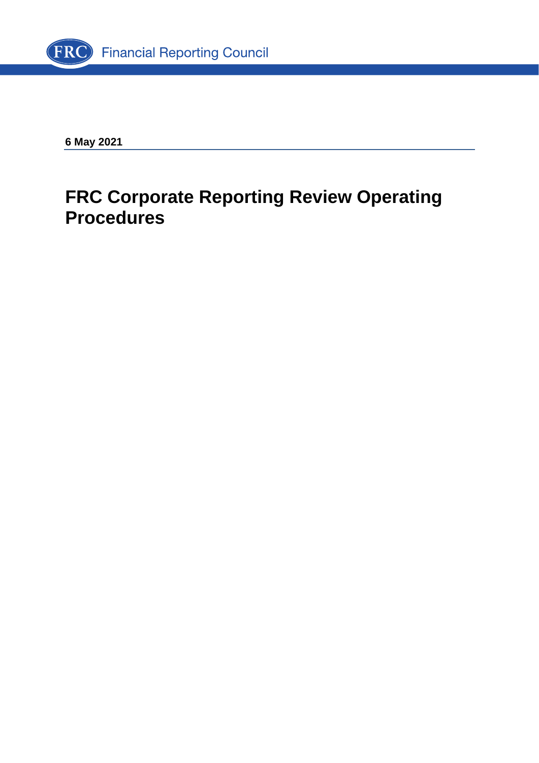Financial Reporting Council

**6 May 2021**

# FRC Corporate Reporting Review Operating Procedures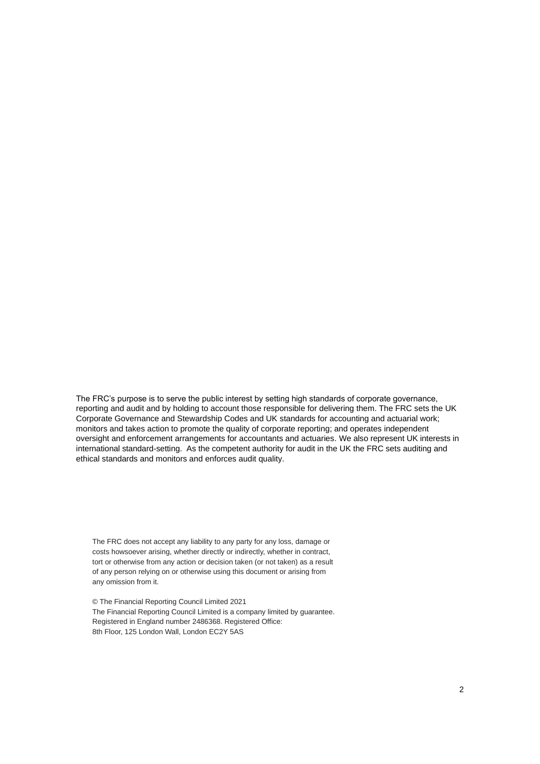The FRC's purpose is to serve the public interest by setting high standards of corporate governance, reporting and audit and by holding to account those responsible for delivering them. The FRC sets the UK Corporate Governance and Stewardship Codes and UK standards for accounting and actuarial work; monitors and takes action to promote the quality of corporate reporting; and operates independent oversight and enforcement arrangements for accountants and actuaries. We also represent UK interests in international standard-setting. As the competent authority for audit in the UK the FRC sets auditing and ethical standards and monitors and enforces audit quality.

The FRC does not accept any liability to any party for any loss, damage or costs howsoever arising, whether directly or indirectly, whether in contract, tort or otherwise from any action or decision taken (or not taken) as a result of any person relying on or otherwise using this document or arising from any omission from it.

© The Financial Reporting Council Limited 2021
The Financial Reporting Council Limited is a company limited by guarantee. Registered in England number 2486368. Registered Office:
8th Floor, 125 London Wall, London EC2Y 5AS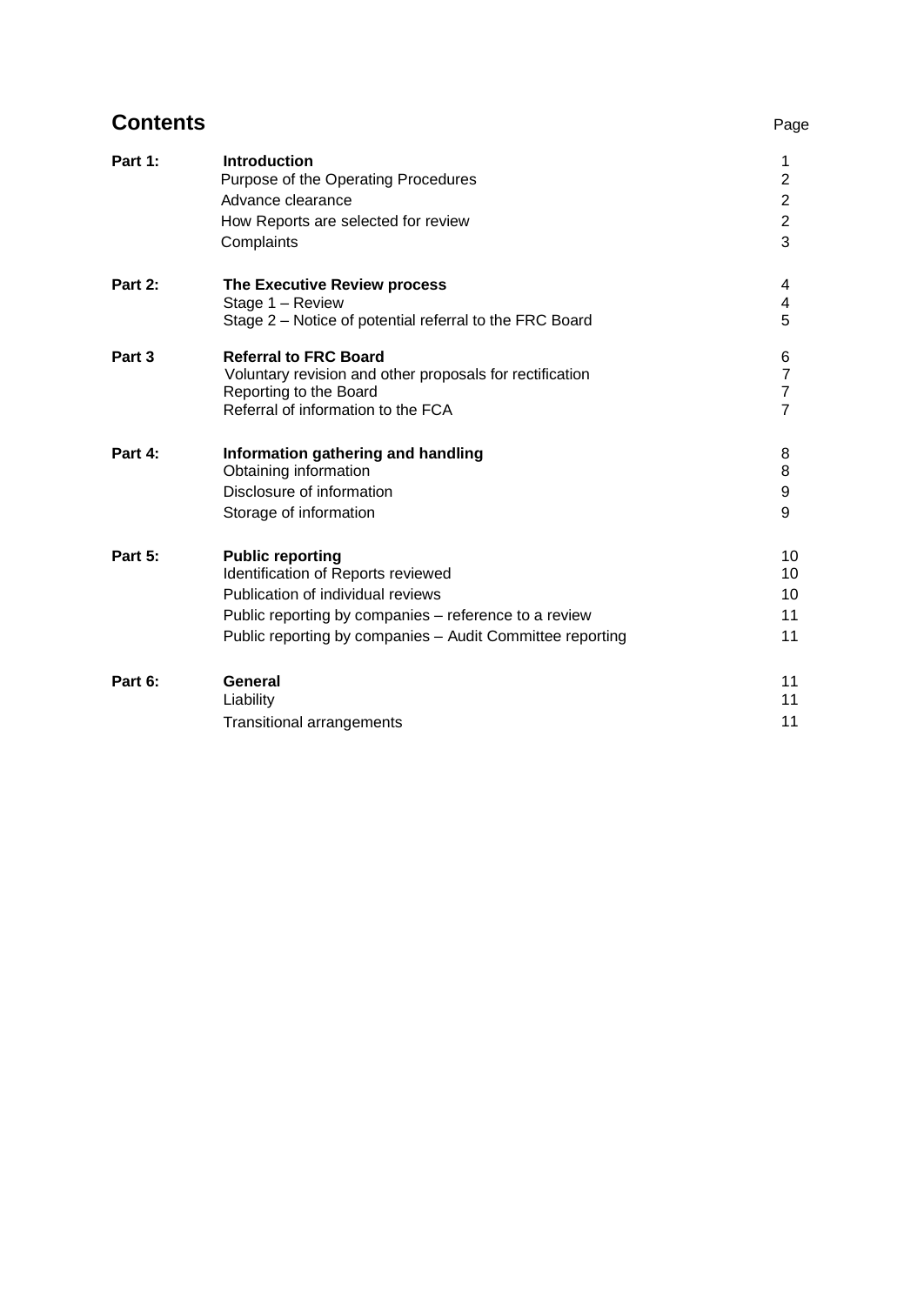# Contents

| | | Page |
|---|---|---|
| **Part 1:** | **Introduction** | 1 |
| | Purpose of the Operating Procedures | 2 |
| | Advance clearance | 2 |
| | How Reports are selected for review | 2 |
| | Complaints | 3 |
| **Part 2:** | **The Executive Review process** | 4 |
| | Stage 1 – Review | 4 |
| | Stage 2 – Notice of potential referral to the FRC Board | 5 |
| **Part 3** | **Referral to FRC Board** | 6 |
| | Voluntary revision and other proposals for rectification | 7 |
| | Reporting to the Board | 7 |
| | Referral of information to the FCA | 7 |
| **Part 4:** | **Information gathering and handling** | 8 |
| | Obtaining information | 8 |
| | Disclosure of information | 9 |
| | Storage of information | 9 |
| **Part 5:** | **Public reporting** | 10 |
| | Identification of Reports reviewed | 10 |
| | Publication of individual reviews | 10 |
| | Public reporting by companies – reference to a review | 11 |
| | Public reporting by companies – Audit Committee reporting | 11 |
| **Part 6:** | **General** | 11 |
| | Liability | 11 |
| | Transitional arrangements | 11 |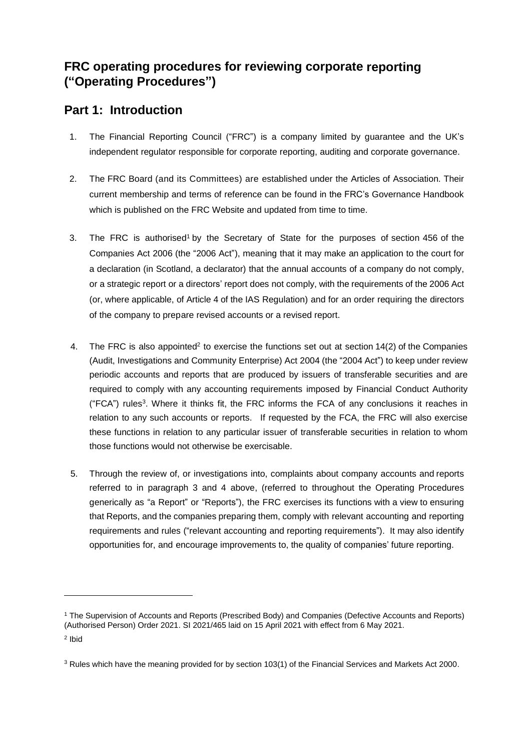# FRC operating procedures for reviewing corporate reporting ("Operating Procedures")

## Part 1: Introduction

1. The Financial Reporting Council ("FRC") is a company limited by guarantee and the UK's independent regulator responsible for corporate reporting, auditing and corporate governance.

2. The FRC Board (and its Committees) are established under the Articles of Association. Their current membership and terms of reference can be found in the FRC's Governance Handbook which is published on the FRC Website and updated from time to time.

3. The FRC is authorised[1] by the Secretary of State for the purposes of section 456 of the Companies Act 2006 (the "2006 Act"), meaning that it may make an application to the court for a declaration (in Scotland, a declarator) that the annual accounts of a company do not comply, or a strategic report or a directors' report does not comply, with the requirements of the 2006 Act (or, where applicable, of Article 4 of the IAS Regulation) and for an order requiring the directors of the company to prepare revised accounts or a revised report.

4. The FRC is also appointed[2] to exercise the functions set out at section 14(2) of the Companies (Audit, Investigations and Community Enterprise) Act 2004 (the "2004 Act") to keep under review periodic accounts and reports that are produced by issuers of transferable securities and are required to comply with any accounting requirements imposed by Financial Conduct Authority ("FCA") rules[3]. Where it thinks fit, the FRC informs the FCA of any conclusions it reaches in relation to any such accounts or reports. If requested by the FCA, the FRC will also exercise these functions in relation to any particular issuer of transferable securities in relation to whom those functions would not otherwise be exercisable.

5. Through the review of, or investigations into, complaints about company accounts and reports referred to in paragraph 3 and 4 above, (referred to throughout the Operating Procedures generically as "a Report" or "Reports"), the FRC exercises its functions with a view to ensuring that Reports, and the companies preparing them, comply with relevant accounting and reporting requirements and rules ("relevant accounting and reporting requirements"). It may also identify opportunities for, and encourage improvements to, the quality of companies' future reporting.

---

[1] The Supervision of Accounts and Reports (Prescribed Body) and Companies (Defective Accounts and Reports) (Authorised Person) Order 2021. SI 2021/465 laid on 15 April 2021 with effect from 6 May 2021.

[2] Ibid

[3] Rules which have the meaning provided for by section 103(1) of the Financial Services and Markets Act 2000.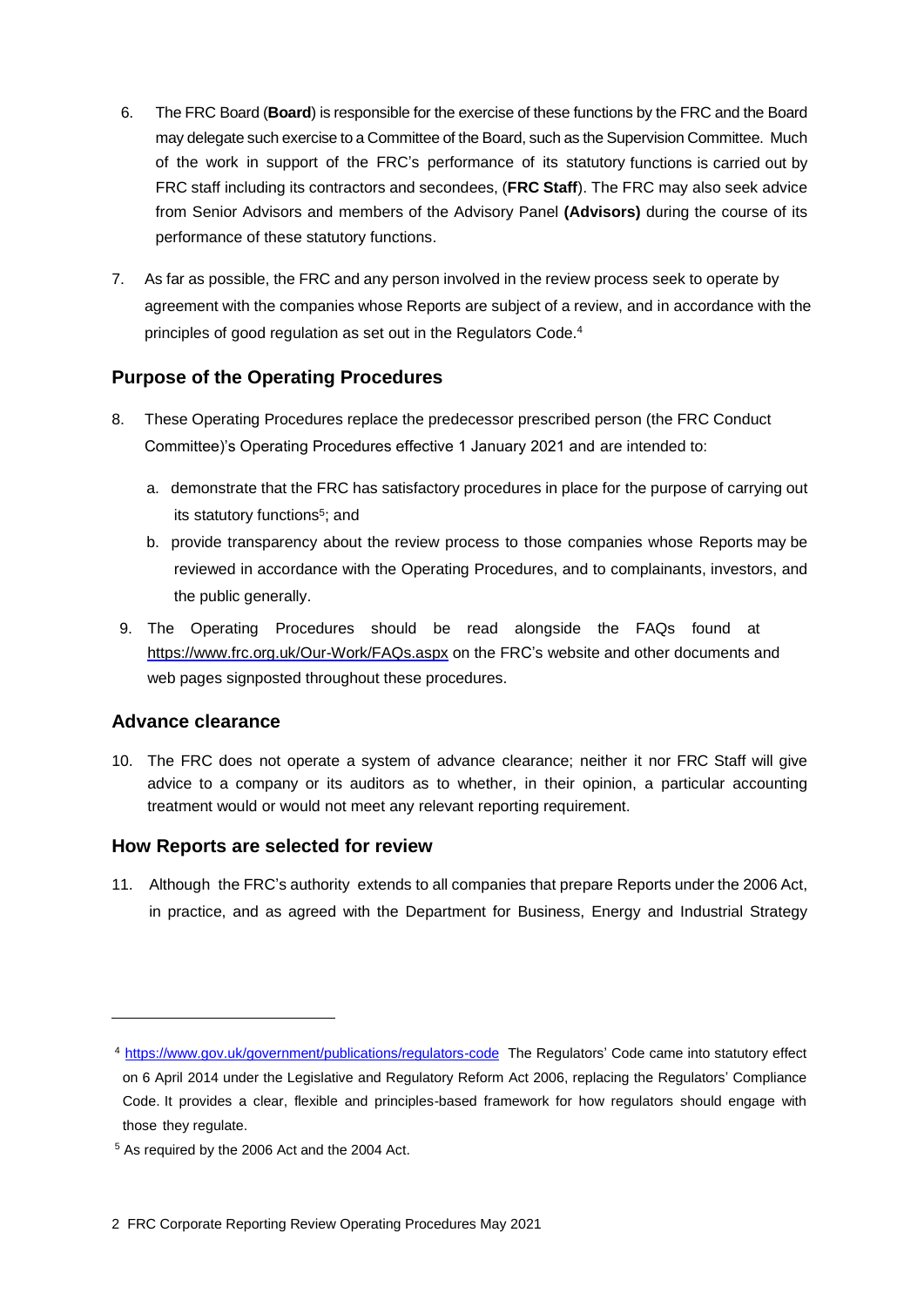6. The FRC Board (**Board**) is responsible for the exercise of these functions by the FRC and the Board may delegate such exercise to a Committee of the Board, such as the Supervision Committee. Much of the work in support of the FRC's performance of its statutory functions is carried out by FRC staff including its contractors and secondees, (**FRC Staff**). The FRC may also seek advice from Senior Advisors and members of the Advisory Panel **(Advisors)** during the course of its performance of these statutory functions.

7. As far as possible, the FRC and any person involved in the review process seek to operate by agreement with the companies whose Reports are subject of a review, and in accordance with the principles of good regulation as set out in the Regulators Code.[4]

## Purpose of the Operating Procedures

8. These Operating Procedures replace the predecessor prescribed person (the FRC Conduct Committee)'s Operating Procedures effective 1 January 2021 and are intended to:

   a. demonstrate that the FRC has satisfactory procedures in place for the purpose of carrying out its statutory functions[5]; and

   b. provide transparency about the review process to those companies whose Reports may be reviewed in accordance with the Operating Procedures, and to complainants, investors, and the public generally.

9. The Operating Procedures should be read alongside the FAQs found at https://www.frc.org.uk/Our-Work/FAQs.aspx on the FRC's website and other documents and web pages signposted throughout these procedures.

## Advance clearance

10. The FRC does not operate a system of advance clearance; neither it nor FRC Staff will give advice to a company or its auditors as to whether, in their opinion, a particular accounting treatment would or would not meet any relevant reporting requirement.

## How Reports are selected for review

11. Although the FRC's authority extends to all companies that prepare Reports under the 2006 Act, in practice, and as agreed with the Department for Business, Energy and Industrial Strategy

---

[4] https://www.gov.uk/government/publications/regulators-code The Regulators' Code came into statutory effect on 6 April 2014 under the Legislative and Regulatory Reform Act 2006, replacing the Regulators' Compliance Code. It provides a clear, flexible and principles-based framework for how regulators should engage with those they regulate.

[5] As required by the 2006 Act and the 2004 Act.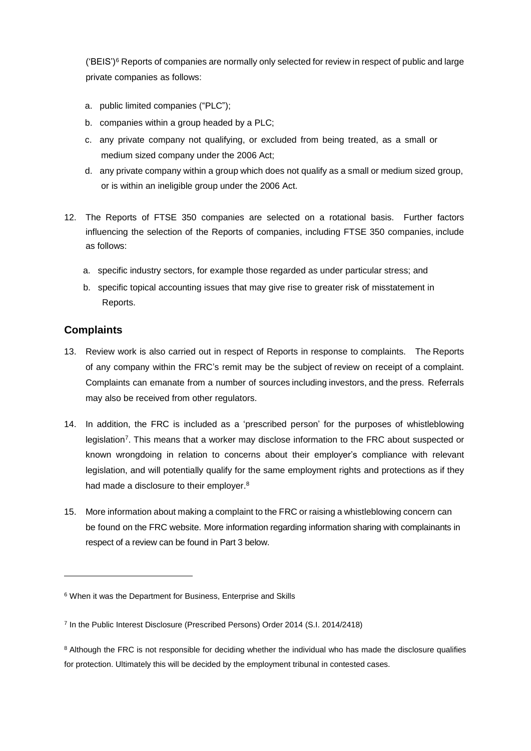('BEIS')[6] Reports of companies are normally only selected for review in respect of public and large private companies as follows:

a. public limited companies ("PLC");
b. companies within a group headed by a PLC;
c. any private company not qualifying, or excluded from being treated, as a small or medium sized company under the 2006 Act;
d. any private company within a group which does not qualify as a small or medium sized group, or is within an ineligible group under the 2006 Act.

12. The Reports of FTSE 350 companies are selected on a rotational basis. Further factors influencing the selection of the Reports of companies, including FTSE 350 companies, include as follows:

    a. specific industry sectors, for example those regarded as under particular stress; and
    b. specific topical accounting issues that may give rise to greater risk of misstatement in Reports.

## Complaints

13. Review work is also carried out in respect of Reports in response to complaints. The Reports of any company within the FRC's remit may be the subject of review on receipt of a complaint. Complaints can emanate from a number of sources including investors, and the press. Referrals may also be received from other regulators.

14. In addition, the FRC is included as a 'prescribed person' for the purposes of whistleblowing legislation[7]. This means that a worker may disclose information to the FRC about suspected or known wrongdoing in relation to concerns about their employer's compliance with relevant legislation, and will potentially qualify for the same employment rights and protections as if they had made a disclosure to their employer.[8]

15. More information about making a complaint to the FRC or raising a whistleblowing concern can be found on the FRC website. More information regarding information sharing with complainants in respect of a review can be found in Part 3 below.

---

[6] When it was the Department for Business, Enterprise and Skills

[7] In the Public Interest Disclosure (Prescribed Persons) Order 2014 (S.I. 2014/2418)

[8] Although the FRC is not responsible for deciding whether the individual who has made the disclosure qualifies for protection. Ultimately this will be decided by the employment tribunal in contested cases.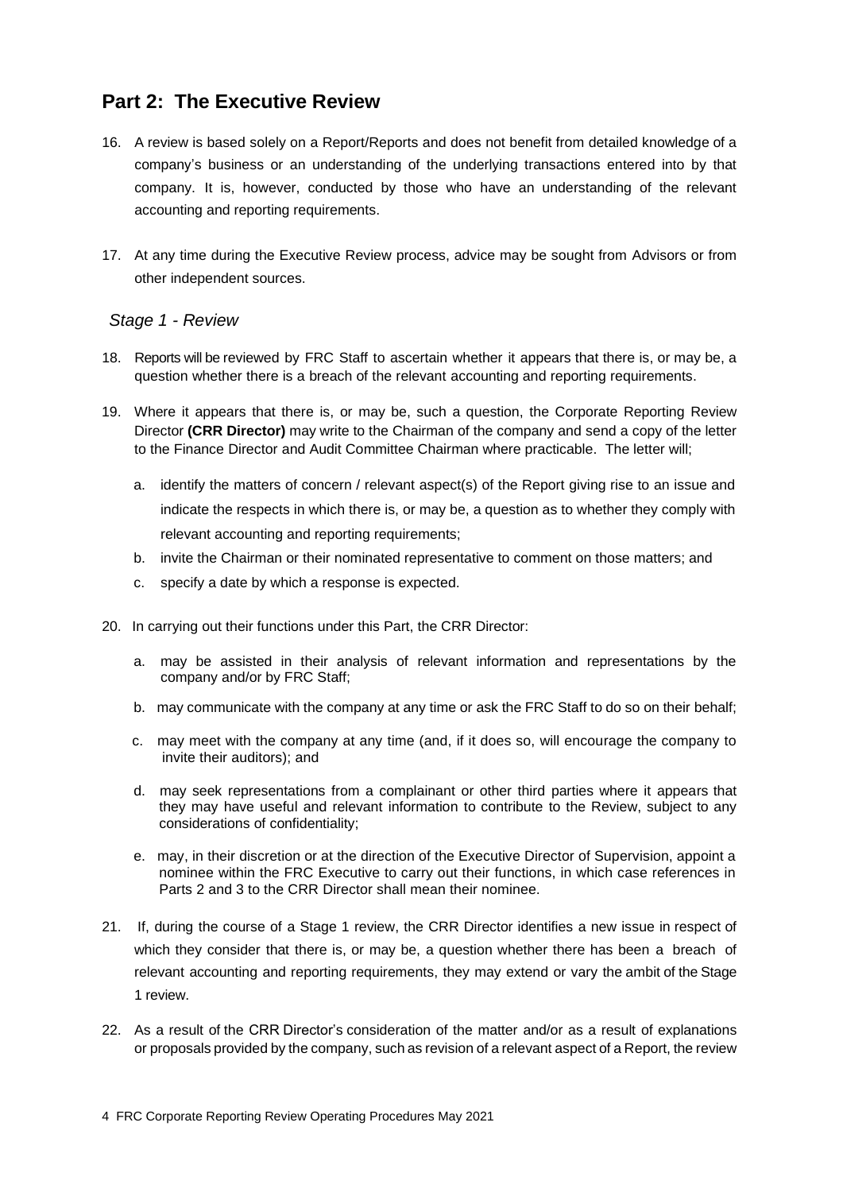## Part 2: The Executive Review

16. A review is based solely on a Report/Reports and does not benefit from detailed knowledge of a company's business or an understanding of the underlying transactions entered into by that company. It is, however, conducted by those who have an understanding of the relevant accounting and reporting requirements.

17. At any time during the Executive Review process, advice may be sought from Advisors or from other independent sources.

### *Stage 1 - Review*

18. Reports will be reviewed by FRC Staff to ascertain whether it appears that there is, or may be, a question whether there is a breach of the relevant accounting and reporting requirements.

19. Where it appears that there is, or may be, such a question, the Corporate Reporting Review Director **(CRR Director)** may write to the Chairman of the company and send a copy of the letter to the Finance Director and Audit Committee Chairman where practicable. The letter will;

    a. identify the matters of concern / relevant aspect(s) of the Report giving rise to an issue and indicate the respects in which there is, or may be, a question as to whether they comply with relevant accounting and reporting requirements;

    b. invite the Chairman or their nominated representative to comment on those matters; and

    c. specify a date by which a response is expected.

20. In carrying out their functions under this Part, the CRR Director:

    a. may be assisted in their analysis of relevant information and representations by the company and/or by FRC Staff;

    b. may communicate with the company at any time or ask the FRC Staff to do so on their behalf;

    c. may meet with the company at any time (and, if it does so, will encourage the company to invite their auditors); and

    d. may seek representations from a complainant or other third parties where it appears that they may have useful and relevant information to contribute to the Review, subject to any considerations of confidentiality;

    e. may, in their discretion or at the direction of the Executive Director of Supervision, appoint a nominee within the FRC Executive to carry out their functions, in which case references in Parts 2 and 3 to the CRR Director shall mean their nominee.

21. If, during the course of a Stage 1 review, the CRR Director identifies a new issue in respect of which they consider that there is, or may be, a question whether there has been a breach of relevant accounting and reporting requirements, they may extend or vary the ambit of the Stage 1 review.

22. As a result of the CRR Director's consideration of the matter and/or as a result of explanations or proposals provided by the company, such as revision of a relevant aspect of a Report, the review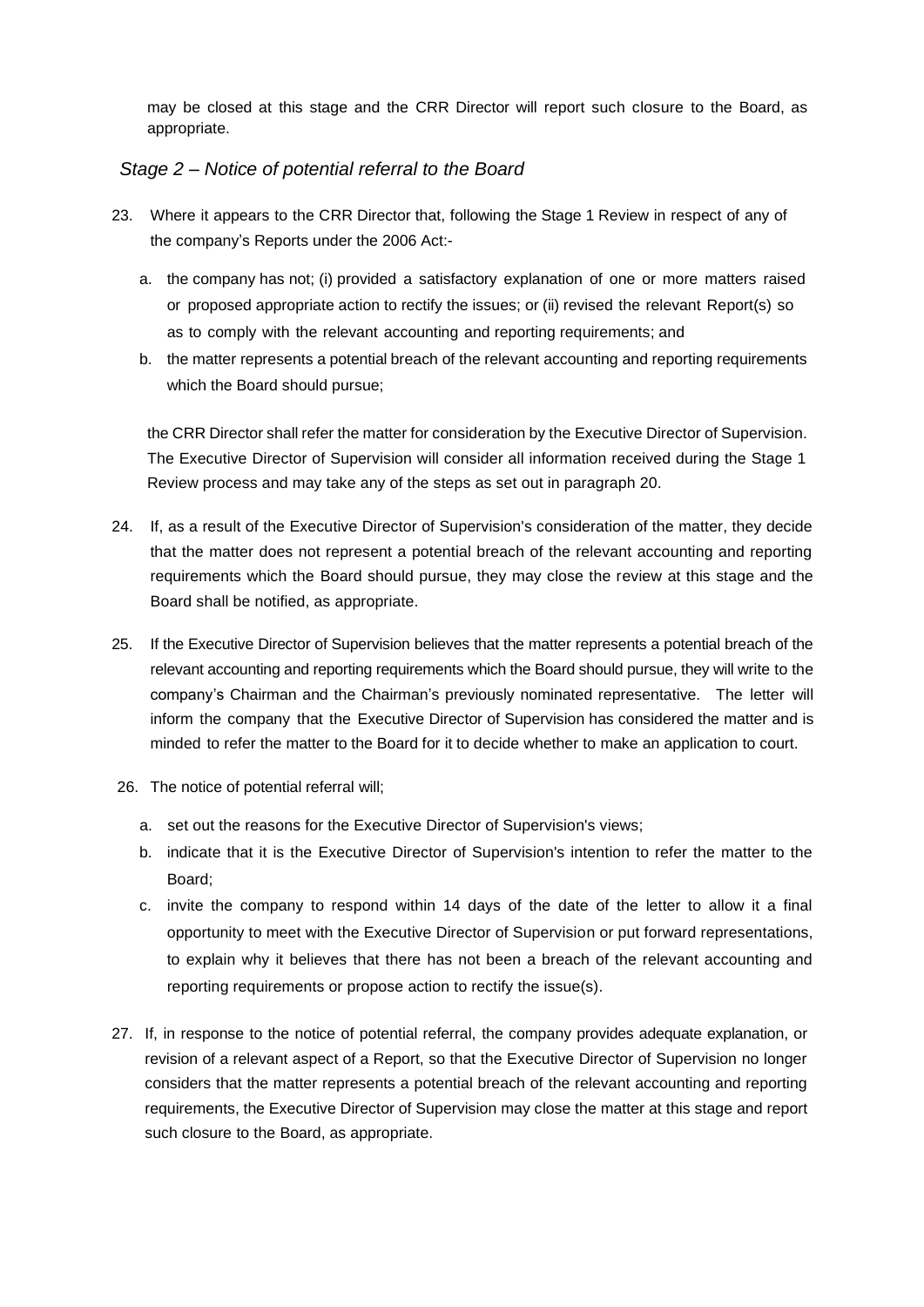may be closed at this stage and the CRR Director will report such closure to the Board, as appropriate.

### *Stage 2 – Notice of potential referral to the Board*

23. Where it appears to the CRR Director that, following the Stage 1 Review in respect of any of the company's Reports under the 2006 Act:-

    a. the company has not; (i) provided a satisfactory explanation of one or more matters raised or proposed appropriate action to rectify the issues; or (ii) revised the relevant Report(s) so as to comply with the relevant accounting and reporting requirements; and

    b. the matter represents a potential breach of the relevant accounting and reporting requirements which the Board should pursue;

    the CRR Director shall refer the matter for consideration by the Executive Director of Supervision. The Executive Director of Supervision will consider all information received during the Stage 1 Review process and may take any of the steps as set out in paragraph 20.

24. If, as a result of the Executive Director of Supervision's consideration of the matter, they decide that the matter does not represent a potential breach of the relevant accounting and reporting requirements which the Board should pursue, they may close the review at this stage and the Board shall be notified, as appropriate.

25. If the Executive Director of Supervision believes that the matter represents a potential breach of the relevant accounting and reporting requirements which the Board should pursue, they will write to the company's Chairman and the Chairman's previously nominated representative. The letter will inform the company that the Executive Director of Supervision has considered the matter and is minded to refer the matter to the Board for it to decide whether to make an application to court.

26. The notice of potential referral will;

    a. set out the reasons for the Executive Director of Supervision's views;

    b. indicate that it is the Executive Director of Supervision's intention to refer the matter to the Board;

    c. invite the company to respond within 14 days of the date of the letter to allow it a final opportunity to meet with the Executive Director of Supervision or put forward representations, to explain why it believes that there has not been a breach of the relevant accounting and reporting requirements or propose action to rectify the issue(s).

27. If, in response to the notice of potential referral, the company provides adequate explanation, or revision of a relevant aspect of a Report, so that the Executive Director of Supervision no longer considers that the matter represents a potential breach of the relevant accounting and reporting requirements, the Executive Director of Supervision may close the matter at this stage and report such closure to the Board, as appropriate.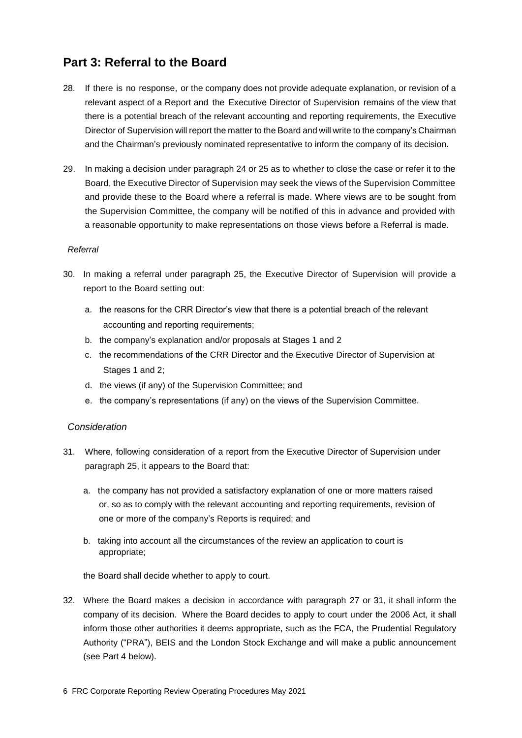## Part 3: Referral to the Board

28. If there is no response, or the company does not provide adequate explanation, or revision of a relevant aspect of a Report and the Executive Director of Supervision remains of the view that there is a potential breach of the relevant accounting and reporting requirements, the Executive Director of Supervision will report the matter to the Board and will write to the company's Chairman and the Chairman's previously nominated representative to inform the company of its decision.

29. In making a decision under paragraph 24 or 25 as to whether to close the case or refer it to the Board, the Executive Director of Supervision may seek the views of the Supervision Committee and provide these to the Board where a referral is made. Where views are to be sought from the Supervision Committee, the company will be notified of this in advance and provided with a reasonable opportunity to make representations on those views before a Referral is made.

*Referral*

30. In making a referral under paragraph 25, the Executive Director of Supervision will provide a report to the Board setting out:

    a. the reasons for the CRR Director's view that there is a potential breach of the relevant accounting and reporting requirements;
    b. the company's explanation and/or proposals at Stages 1 and 2
    c. the recommendations of the CRR Director and the Executive Director of Supervision at Stages 1 and 2;
    d. the views (if any) of the Supervision Committee; and
    e. the company's representations (if any) on the views of the Supervision Committee.

*Consideration*

31. Where, following consideration of a report from the Executive Director of Supervision under paragraph 25, it appears to the Board that:

    a. the company has not provided a satisfactory explanation of one or more matters raised or, so as to comply with the relevant accounting and reporting requirements, revision of one or more of the company's Reports is required; and

    b. taking into account all the circumstances of the review an application to court is appropriate;

    the Board shall decide whether to apply to court.

32. Where the Board makes a decision in accordance with paragraph 27 or 31, it shall inform the company of its decision. Where the Board decides to apply to court under the 2006 Act, it shall inform those other authorities it deems appropriate, such as the FCA, the Prudential Regulatory Authority ("PRA"), BEIS and the London Stock Exchange and will make a public announcement (see Part 4 below).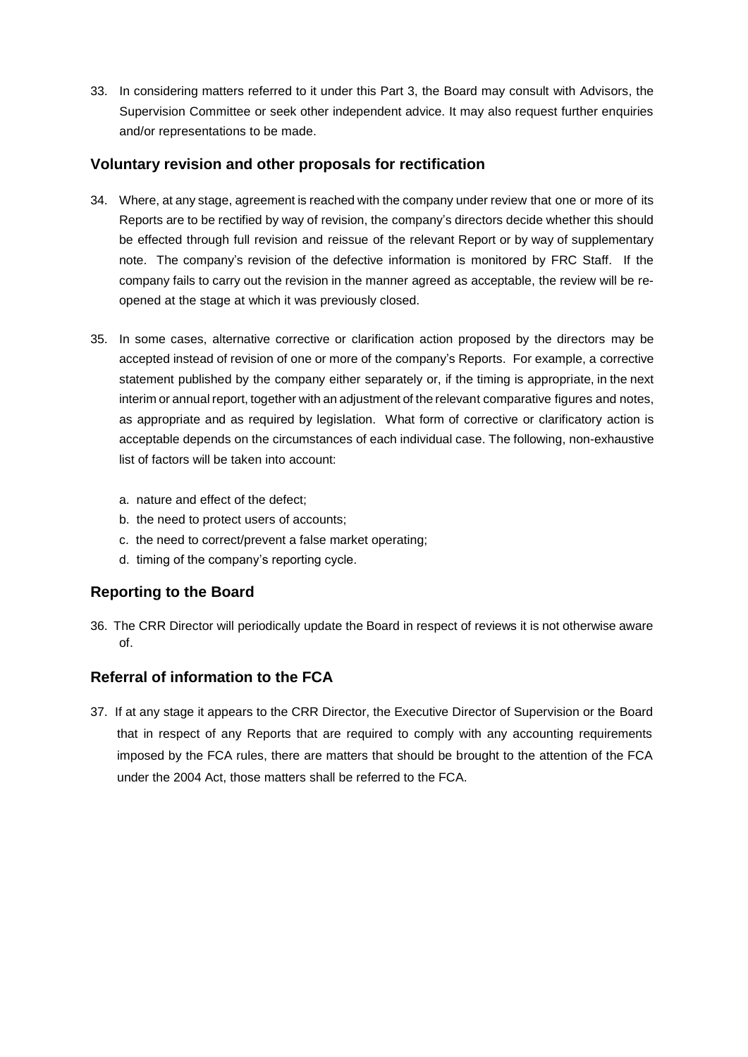33. In considering matters referred to it under this Part 3, the Board may consult with Advisors, the Supervision Committee or seek other independent advice. It may also request further enquiries and/or representations to be made.

## Voluntary revision and other proposals for rectification

34. Where, at any stage, agreement is reached with the company under review that one or more of its Reports are to be rectified by way of revision, the company's directors decide whether this should be effected through full revision and reissue of the relevant Report or by way of supplementary note. The company's revision of the defective information is monitored by FRC Staff. If the company fails to carry out the revision in the manner agreed as acceptable, the review will be re-opened at the stage at which it was previously closed.

35. In some cases, alternative corrective or clarification action proposed by the directors may be accepted instead of revision of one or more of the company's Reports. For example, a corrective statement published by the company either separately or, if the timing is appropriate, in the next interim or annual report, together with an adjustment of the relevant comparative figures and notes, as appropriate and as required by legislation. What form of corrective or clarificatory action is acceptable depends on the circumstances of each individual case. The following, non-exhaustive list of factors will be taken into account:

    a. nature and effect of the defect;
    b. the need to protect users of accounts;
    c. the need to correct/prevent a false market operating;
    d. timing of the company's reporting cycle.

## Reporting to the Board

36. The CRR Director will periodically update the Board in respect of reviews it is not otherwise aware of.

## Referral of information to the FCA

37. If at any stage it appears to the CRR Director, the Executive Director of Supervision or the Board that in respect of any Reports that are required to comply with any accounting requirements imposed by the FCA rules, there are matters that should be brought to the attention of the FCA under the 2004 Act, those matters shall be referred to the FCA.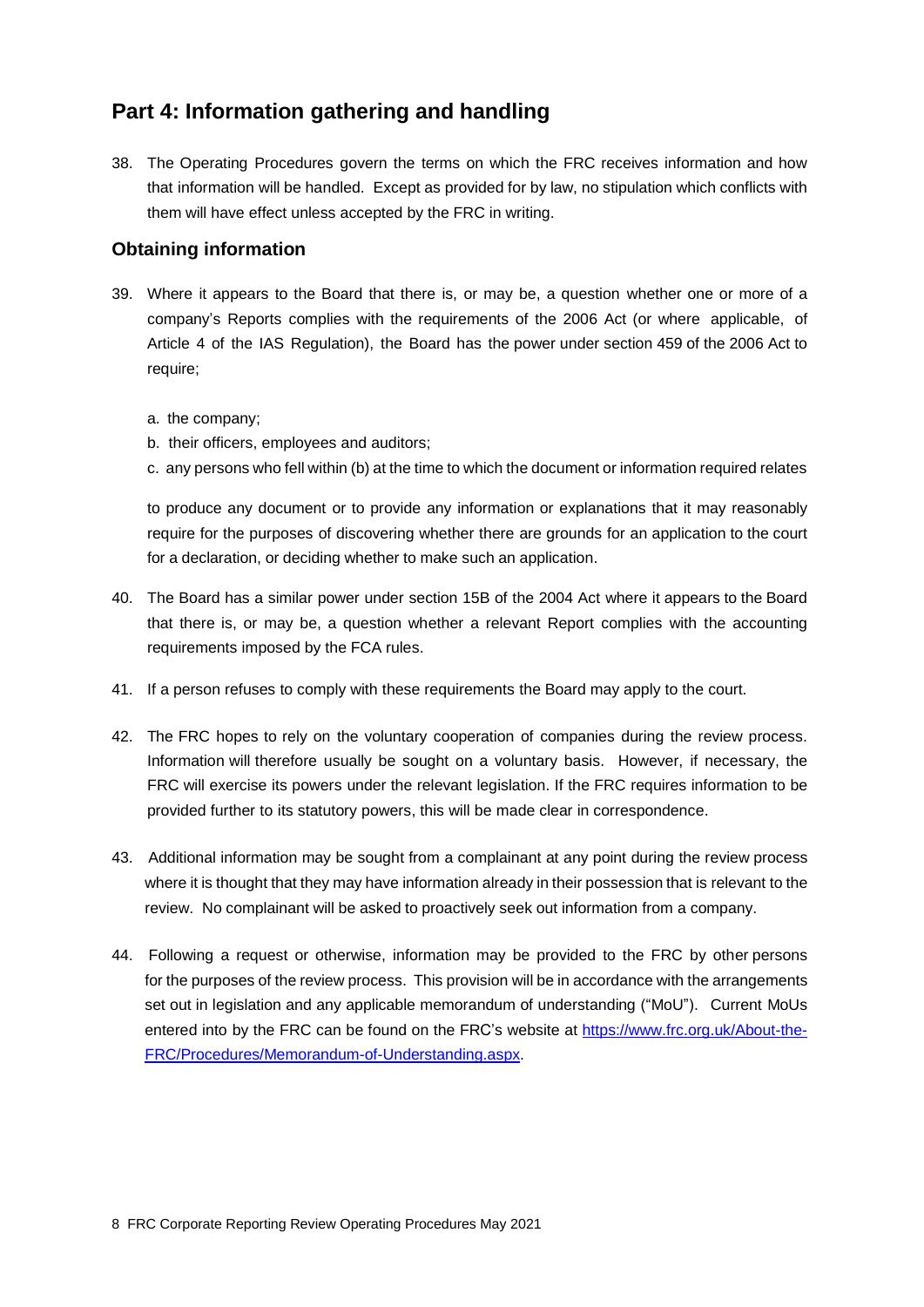## Part 4: Information gathering and handling

38. The Operating Procedures govern the terms on which the FRC receives information and how that information will be handled. Except as provided for by law, no stipulation which conflicts with them will have effect unless accepted by the FRC in writing.

### Obtaining information

39. Where it appears to the Board that there is, or may be, a question whether one or more of a company's Reports complies with the requirements of the 2006 Act (or where applicable, of Article 4 of the IAS Regulation), the Board has the power under section 459 of the 2006 Act to require;

    a. the company;
    b. their officers, employees and auditors;
    c. any persons who fell within (b) at the time to which the document or information required relates

    to produce any document or to provide any information or explanations that it may reasonably require for the purposes of discovering whether there are grounds for an application to the court for a declaration, or deciding whether to make such an application.

40. The Board has a similar power under section 15B of the 2004 Act where it appears to the Board that there is, or may be, a question whether a relevant Report complies with the accounting requirements imposed by the FCA rules.

41. If a person refuses to comply with these requirements the Board may apply to the court.

42. The FRC hopes to rely on the voluntary cooperation of companies during the review process. Information will therefore usually be sought on a voluntary basis. However, if necessary, the FRC will exercise its powers under the relevant legislation. If the FRC requires information to be provided further to its statutory powers, this will be made clear in correspondence.

43. Additional information may be sought from a complainant at any point during the review process where it is thought that they may have information already in their possession that is relevant to the review. No complainant will be asked to proactively seek out information from a company.

44. Following a request or otherwise, information may be provided to the FRC by other persons for the purposes of the review process. This provision will be in accordance with the arrangements set out in legislation and any applicable memorandum of understanding ("MoU"). Current MoUs entered into by the FRC can be found on the FRC's website at [https://www.frc.org.uk/About-the-FRC/Procedures/Memorandum-of-Understanding.aspx](https://www.frc.org.uk/About-the-FRC/Procedures/Memorandum-of-Understanding.aspx).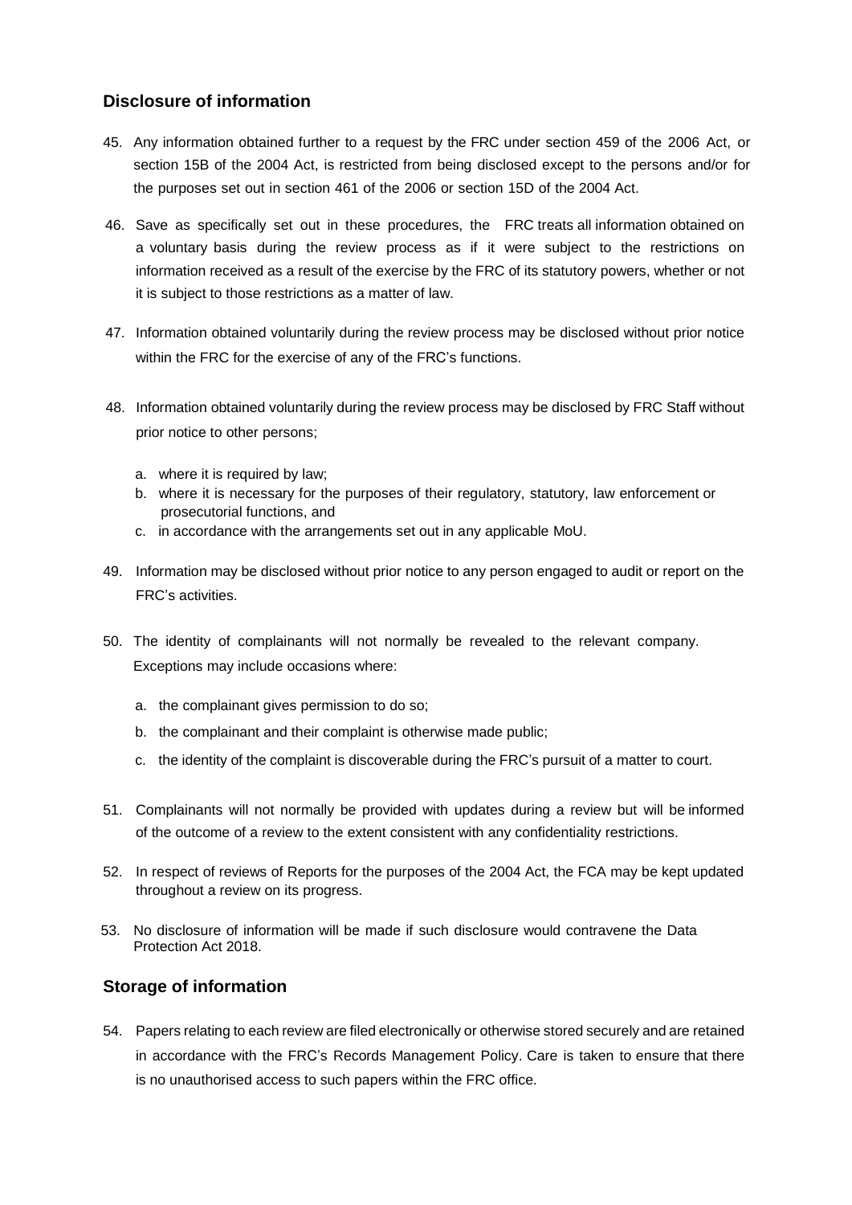## Disclosure of information

45. Any information obtained further to a request by the FRC under section 459 of the 2006 Act, or section 15B of the 2004 Act, is restricted from being disclosed except to the persons and/or for the purposes set out in section 461 of the 2006 or section 15D of the 2004 Act.

46. Save as specifically set out in these procedures, the FRC treats all information obtained on a voluntary basis during the review process as if it were subject to the restrictions on information received as a result of the exercise by the FRC of its statutory powers, whether or not it is subject to those restrictions as a matter of law.

47. Information obtained voluntarily during the review process may be disclosed without prior notice within the FRC for the exercise of any of the FRC's functions.

48. Information obtained voluntarily during the review process may be disclosed by FRC Staff without prior notice to other persons;

    a. where it is required by law;
    b. where it is necessary for the purposes of their regulatory, statutory, law enforcement or prosecutorial functions, and
    c. in accordance with the arrangements set out in any applicable MoU.

49. Information may be disclosed without prior notice to any person engaged to audit or report on the FRC's activities.

50. The identity of complainants will not normally be revealed to the relevant company. Exceptions may include occasions where:

    a. the complainant gives permission to do so;
    b. the complainant and their complaint is otherwise made public;
    c. the identity of the complaint is discoverable during the FRC's pursuit of a matter to court.

51. Complainants will not normally be provided with updates during a review but will be informed of the outcome of a review to the extent consistent with any confidentiality restrictions.

52. In respect of reviews of Reports for the purposes of the 2004 Act, the FCA may be kept updated throughout a review on its progress.

53. No disclosure of information will be made if such disclosure would contravene the Data Protection Act 2018.

## Storage of information

54. Papers relating to each review are filed electronically or otherwise stored securely and are retained in accordance with the FRC's Records Management Policy. Care is taken to ensure that there is no unauthorised access to such papers within the FRC office.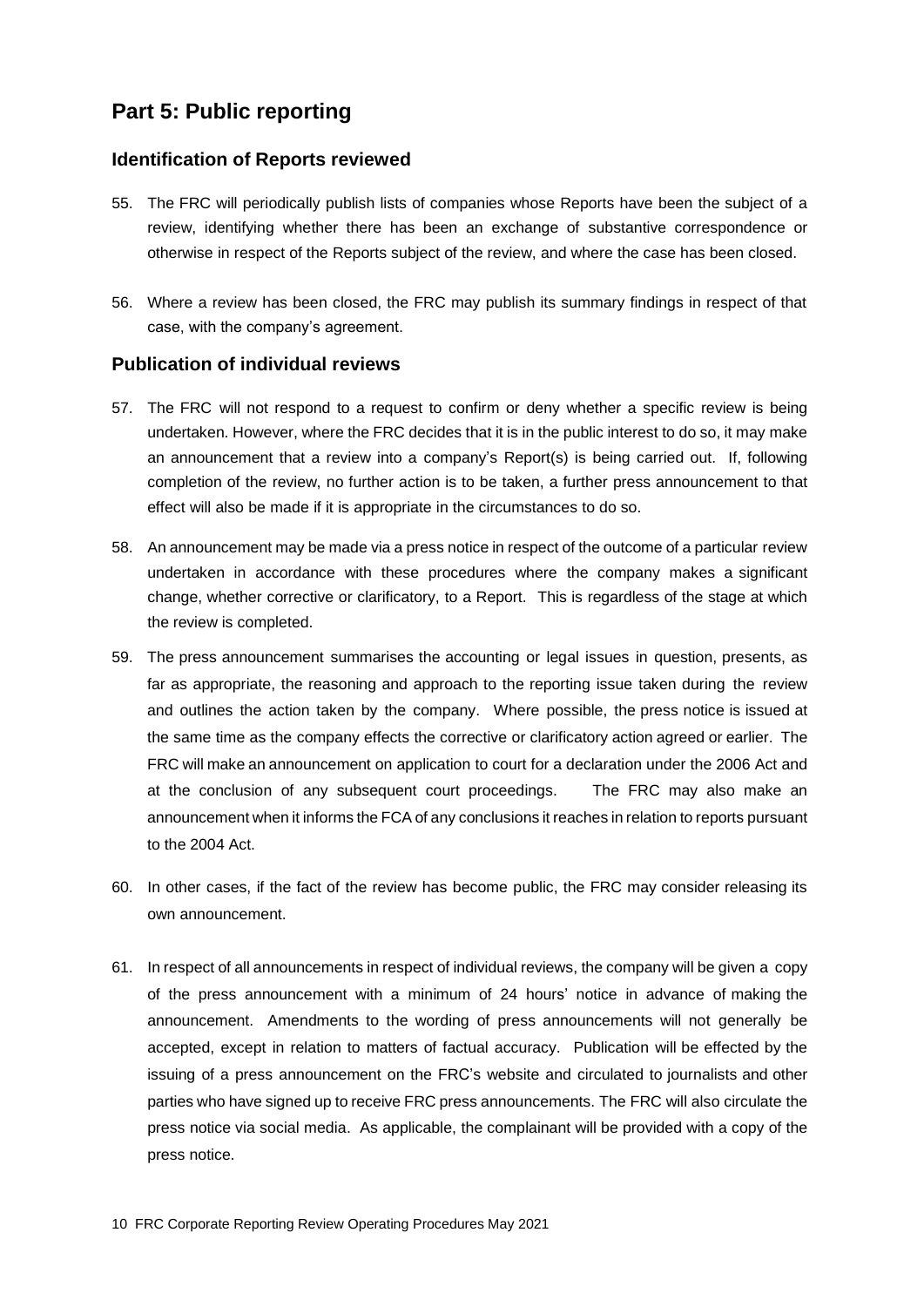## Part 5: Public reporting

### Identification of Reports reviewed

55. The FRC will periodically publish lists of companies whose Reports have been the subject of a review, identifying whether there has been an exchange of substantive correspondence or otherwise in respect of the Reports subject of the review, and where the case has been closed.

56. Where a review has been closed, the FRC may publish its summary findings in respect of that case, with the company's agreement.

### Publication of individual reviews

57. The FRC will not respond to a request to confirm or deny whether a specific review is being undertaken. However, where the FRC decides that it is in the public interest to do so, it may make an announcement that a review into a company's Report(s) is being carried out. If, following completion of the review, no further action is to be taken, a further press announcement to that effect will also be made if it is appropriate in the circumstances to do so.

58. An announcement may be made via a press notice in respect of the outcome of a particular review undertaken in accordance with these procedures where the company makes a significant change, whether corrective or clarificatory, to a Report. This is regardless of the stage at which the review is completed.

59. The press announcement summarises the accounting or legal issues in question, presents, as far as appropriate, the reasoning and approach to the reporting issue taken during the review and outlines the action taken by the company. Where possible, the press notice is issued at the same time as the company effects the corrective or clarificatory action agreed or earlier. The FRC will make an announcement on application to court for a declaration under the 2006 Act and at the conclusion of any subsequent court proceedings. The FRC may also make an announcement when it informs the FCA of any conclusions it reaches in relation to reports pursuant to the 2004 Act.

60. In other cases, if the fact of the review has become public, the FRC may consider releasing its own announcement.

61. In respect of all announcements in respect of individual reviews, the company will be given a copy of the press announcement with a minimum of 24 hours' notice in advance of making the announcement. Amendments to the wording of press announcements will not generally be accepted, except in relation to matters of factual accuracy. Publication will be effected by the issuing of a press announcement on the FRC's website and circulated to journalists and other parties who have signed up to receive FRC press announcements. The FRC will also circulate the press notice via social media. As applicable, the complainant will be provided with a copy of the press notice.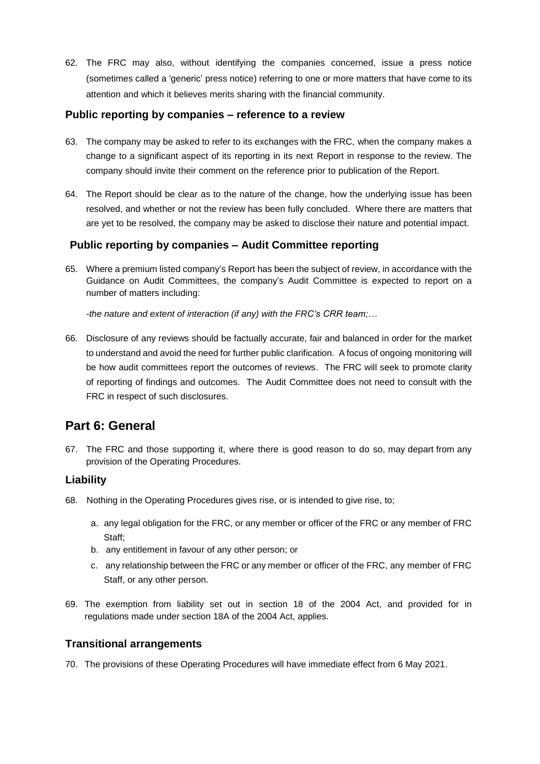62. The FRC may also, without identifying the companies concerned, issue a press notice (sometimes called a 'generic' press notice) referring to one or more matters that have come to its attention and which it believes merits sharing with the financial community.

### Public reporting by companies – reference to a review

63. The company may be asked to refer to its exchanges with the FRC, when the company makes a change to a significant aspect of its reporting in its next Report in response to the review. The company should invite their comment on the reference prior to publication of the Report.

64. The Report should be clear as to the nature of the change, how the underlying issue has been resolved, and whether or not the review has been fully concluded. Where there are matters that are yet to be resolved, the company may be asked to disclose their nature and potential impact.

### Public reporting by companies – Audit Committee reporting

65. Where a premium listed company's Report has been the subject of review, in accordance with the Guidance on Audit Committees, the company's Audit Committee is expected to report on a number of matters including:

    *-the nature and extent of interaction (if any) with the FRC's CRR team;…*

66. Disclosure of any reviews should be factually accurate, fair and balanced in order for the market to understand and avoid the need for further public clarification. A focus of ongoing monitoring will be how audit committees report the outcomes of reviews. The FRC will seek to promote clarity of reporting of findings and outcomes. The Audit Committee does not need to consult with the FRC in respect of such disclosures.

## Part 6: General

67. The FRC and those supporting it, where there is good reason to do so, may depart from any provision of the Operating Procedures.

### Liability

68. Nothing in the Operating Procedures gives rise, or is intended to give rise, to;

    a. any legal obligation for the FRC, or any member or officer of the FRC or any member of FRC Staff;
    b. any entitlement in favour of any other person; or
    c. any relationship between the FRC or any member or officer of the FRC, any member of FRC Staff, or any other person.

69. The exemption from liability set out in section 18 of the 2004 Act, and provided for in regulations made under section 18A of the 2004 Act, applies.

### Transitional arrangements

70. The provisions of these Operating Procedures will have immediate effect from 6 May 2021.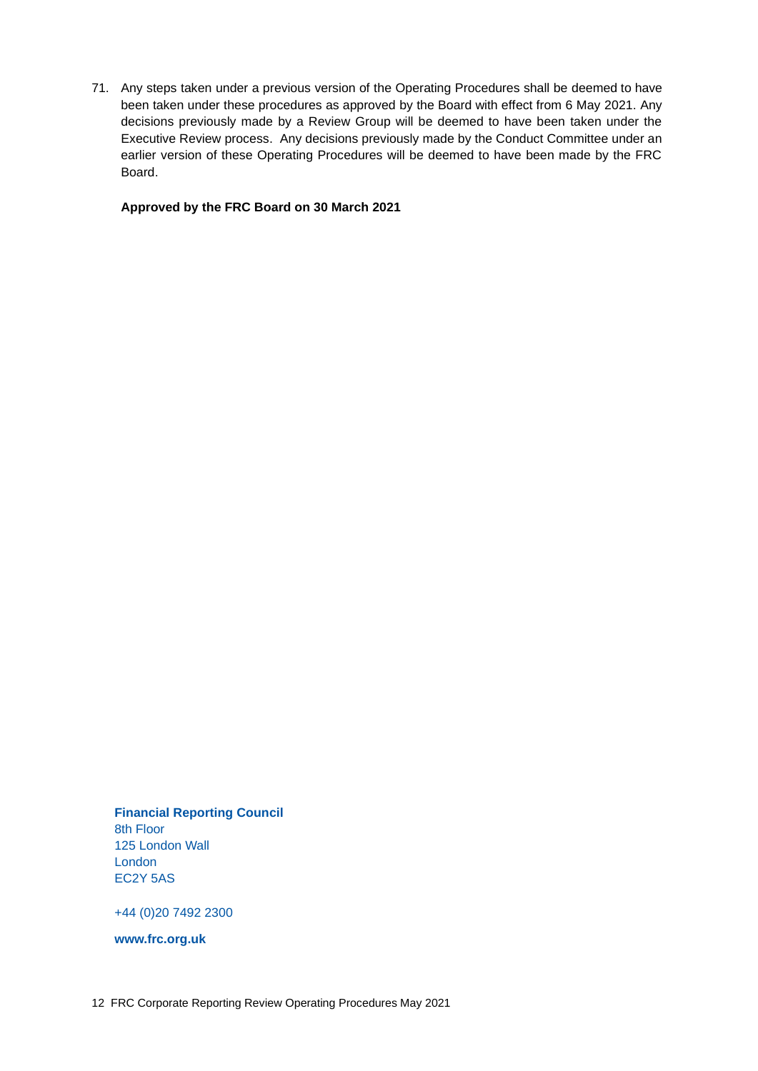71. Any steps taken under a previous version of the Operating Procedures shall be deemed to have been taken under these procedures as approved by the Board with effect from 6 May 2021. Any decisions previously made by a Review Group will be deemed to have been taken under the Executive Review process. Any decisions previously made by the Conduct Committee under an earlier version of these Operating Procedures will be deemed to have been made by the FRC Board.

**Approved by the FRC Board on 30 March 2021**

**Financial Reporting Council**
8th Floor
125 London Wall
London
EC2Y 5AS

+44 (0)20 7492 2300

**www.frc.org.uk**